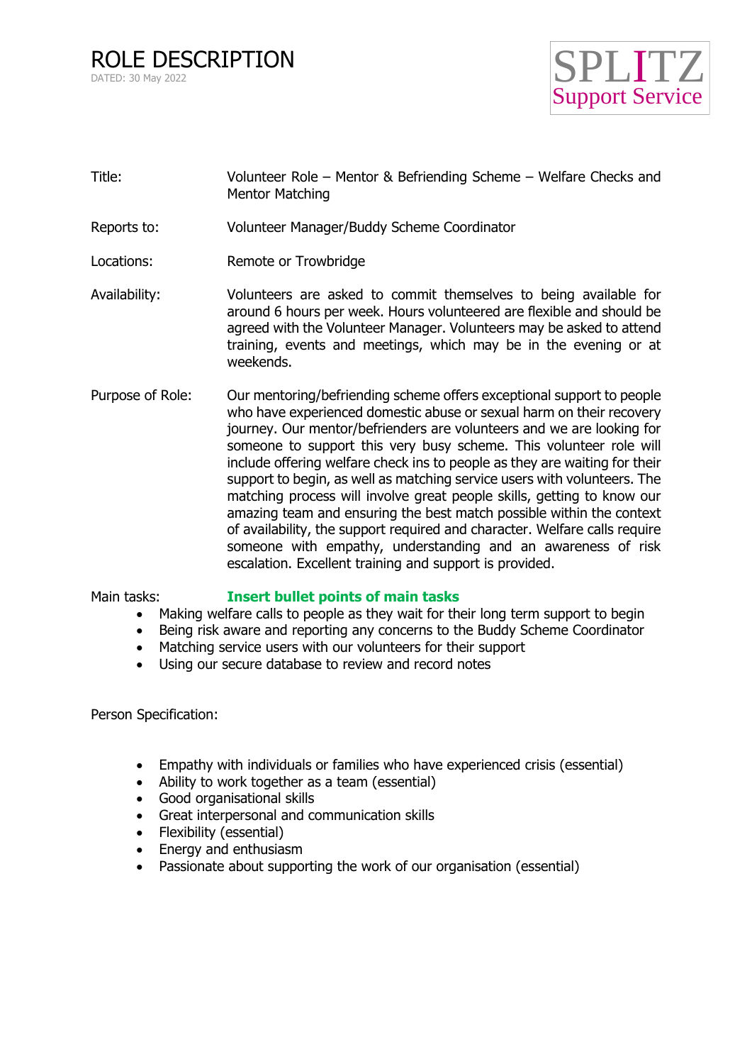# ROLE DESCRIPTION

DATED: 30 May 2022

SPLITZ
Support Service

**Title:** Volunteer Role – Mentor & Befriending Scheme – Welfare Checks and Mentor Matching

**Reports to:** Volunteer Manager/Buddy Scheme Coordinator

**Locations:** Remote or Trowbridge

**Availability:** Volunteers are asked to commit themselves to being available for around 6 hours per week. Hours volunteered are flexible and should be agreed with the Volunteer Manager. Volunteers may be asked to attend training, events and meetings, which may be in the evening or at weekends.

**Purpose of Role:** Our mentoring/befriending scheme offers exceptional support to people who have experienced domestic abuse or sexual harm on their recovery journey. Our mentor/befrienders are volunteers and we are looking for someone to support this very busy scheme. This volunteer role will include offering welfare check ins to people as they are waiting for their support to begin, as well as matching service users with volunteers. The matching process will involve great people skills, getting to know our amazing team and ensuring the best match possible within the context of availability, the support required and character. Welfare calls require someone with empathy, understanding and an awareness of risk escalation. Excellent training and support is provided.

**Main tasks:** **Insert bullet points of main tasks**

- Making welfare calls to people as they wait for their long term support to begin
- Being risk aware and reporting any concerns to the Buddy Scheme Coordinator
- Matching service users with our volunteers for their support
- Using our secure database to review and record notes

Person Specification:

- Empathy with individuals or families who have experienced crisis (essential)
- Ability to work together as a team (essential)
- Good organisational skills
- Great interpersonal and communication skills
- Flexibility (essential)
- Energy and enthusiasm
- Passionate about supporting the work of our organisation (essential)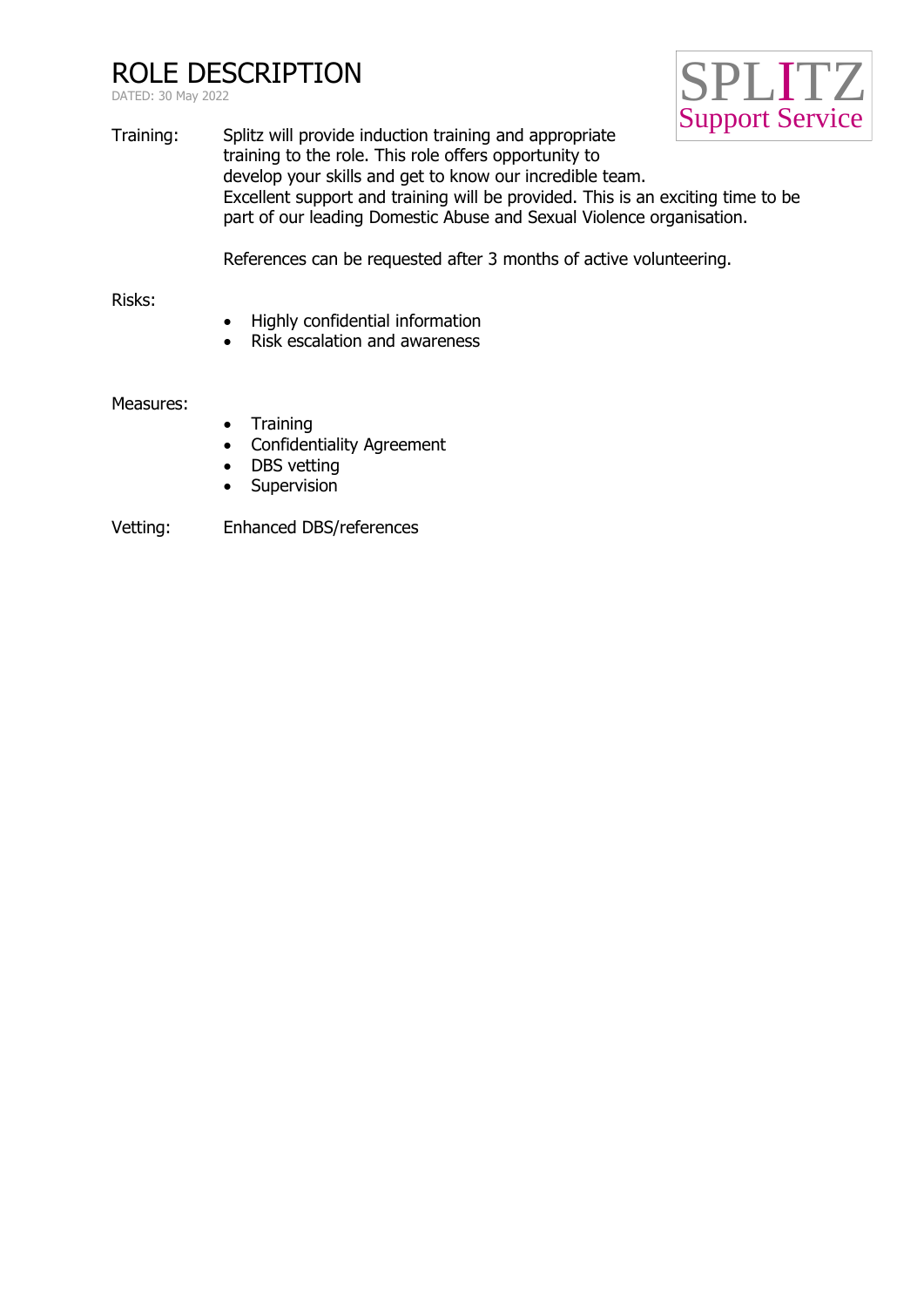# ROLE DESCRIPTION

DATED: 30 May 2022

SPLITZ
Support Service

Training: Splitz will provide induction training and appropriate training to the role. This role offers opportunity to develop your skills and get to know our incredible team. Excellent support and training will be provided. This is an exciting time to be part of our leading Domestic Abuse and Sexual Violence organisation.

References can be requested after 3 months of active volunteering.

Risks:

- Highly confidential information
- Risk escalation and awareness

Measures:

- Training
- Confidentiality Agreement
- DBS vetting
- Supervision

Vetting: Enhanced DBS/references